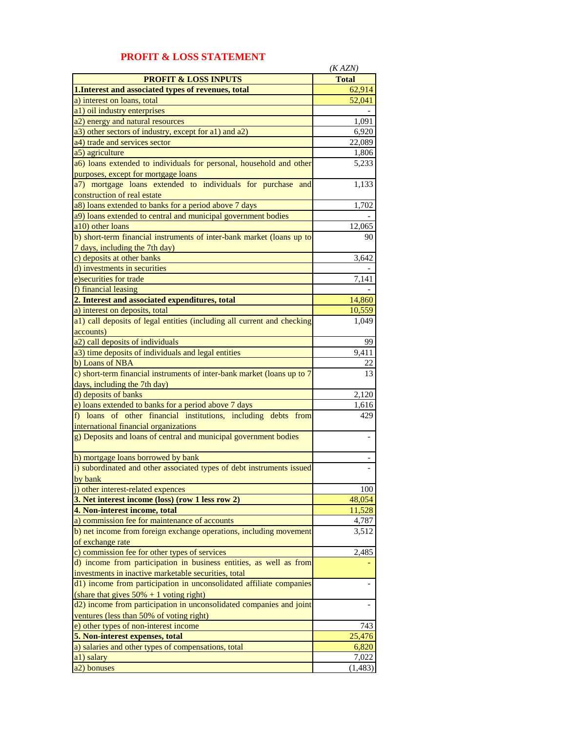## PROFIT & LOSS STATEMENT

*(K AZN)*

| PROFIT & LOSS INPUTS | Total |
|---|---|
| **1.Interest and associated types of revenues, total** | 62,914 |
| a) interest on loans, total | 52,041 |
| a1) oil industry enterprises | - |
| a2) energy and natural resources | 1,091 |
| a3) other sectors of industry, except for a1) and a2) | 6,920 |
| a4) trade and services sector | 22,089 |
| a5) agriculture | 1,806 |
| a6) loans extended to individuals for personal, household and other purposes, except for mortgage loans | 5,233 |
| a7) mortgage loans extended to individuals for purchase and construction of real estate | 1,133 |
| a8) loans extended to banks for a period above 7 days | 1,702 |
| a9) loans extended to central and municipal government bodies | - |
| a10) other loans | 12,065 |
| b) short-term financial instruments of inter-bank market (loans up to 7 days, including the 7th day) | 90 |
| c) deposits at other banks | 3,642 |
| d) investments in securities | - |
| e)securities for trade | 7,141 |
| f) financial leasing | - |
| **2. Interest and associated expenditures, total** | 14,860 |
| a) interest on deposits, total | 10,559 |
| a1) call deposits of legal entities (including all current and checking accounts) | 1,049 |
| a2) call deposits of individuals | 99 |
| a3) time deposits of individuals and legal entities | 9,411 |
| b) Loans of NBA | 22 |
| c) short-term financial instruments of inter-bank market (loans up to 7 days, including the 7th day) | 13 |
| d) deposits of banks | 2,120 |
| e) loans extended to banks for a period above 7 days | 1,616 |
| f) loans of other financial institutions, including debts from international financial organizations | 429 |
| g) Deposits and loans of central and municipal government bodies | - |
| h) mortgage loans borrowed by bank | - |
| i) subordinated and other associated types of debt instruments issued by bank | - |
| j) other interest-related expences | 100 |
| **3. Net interest income (loss) (row 1 less row 2)** | 48,054 |
| **4. Non-interest income, total** | 11,528 |
| a) commission fee for maintenance of accounts | 4,787 |
| b) net income from foreign exchange operations, including movement of exchange rate | 3,512 |
| c) commission fee for other types of services | 2,485 |
| d) income from participation in business entities, as well as from investments in inactive marketable securities, total | - |
| d1) income from participation in unconsolidated affiliate companies (share that gives 50% + 1 voting right) | - |
| d2) income from participation in unconsolidated companies and joint ventures (less than 50% of voting right) | - |
| e) other types of non-interest income | 743 |
| **5. Non-interest expenses, total** | 25,476 |
| a) salaries and other types of compensations, total | 6,820 |
| a1) salary | 7,022 |
| a2) bonuses | (1,483) |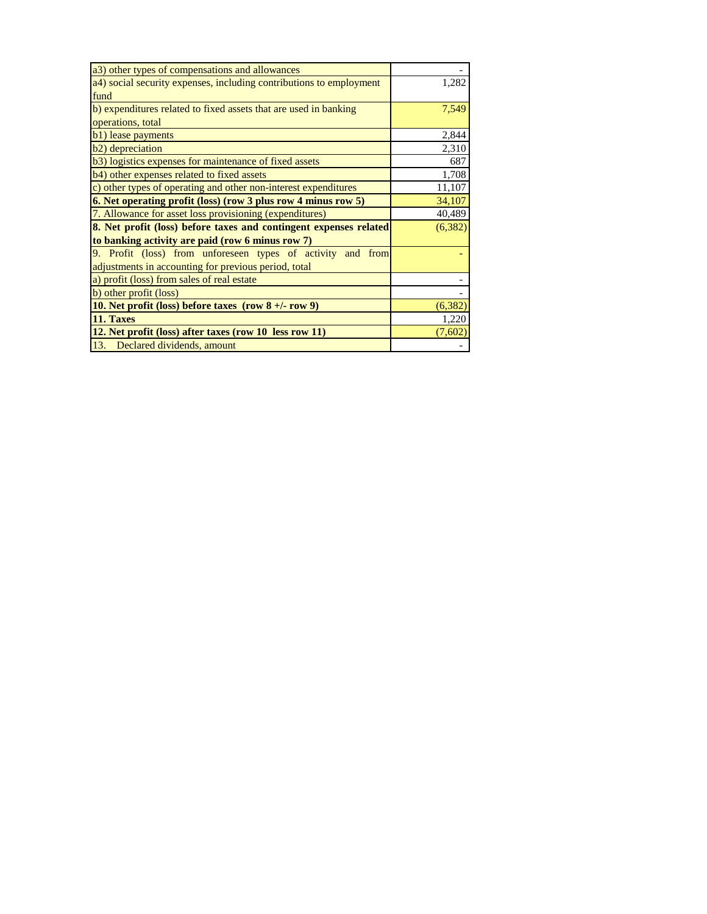| | |
|---|---|
| a3) other types of compensations and allowances | - |
| a4) social security expenses, including contributions to employment fund | 1,282 |
| b) expenditures related to fixed assets that are used in banking operations, total | 7,549 |
| b1) lease payments | 2,844 |
| b2) depreciation | 2,310 |
| b3) logistics expenses for maintenance of fixed assets | 687 |
| b4) other expenses related to fixed assets | 1,708 |
| c) other types of operating and other non-interest expenditures | 11,107 |
| **6. Net operating profit (loss) (row 3 plus row 4 minus row 5)** | 34,107 |
| 7. Allowance for asset loss provisioning (expenditures) | 40,489 |
| **8. Net profit (loss) before taxes and contingent expenses related to banking activity are paid (row 6 minus row 7)** | (6,382) |
| 9. Profit (loss) from unforeseen types of activity and from adjustments in accounting for previous period, total | - |
| a) profit (loss) from sales of real estate | - |
| b) other profit (loss) | - |
| **10. Net profit (loss) before taxes (row 8 +/- row 9)** | (6,382) |
| **11. Taxes** | 1,220 |
| **12. Net profit (loss) after taxes (row 10 less row 11)** | (7,602) |
| 13. Declared dividends, amount | - |